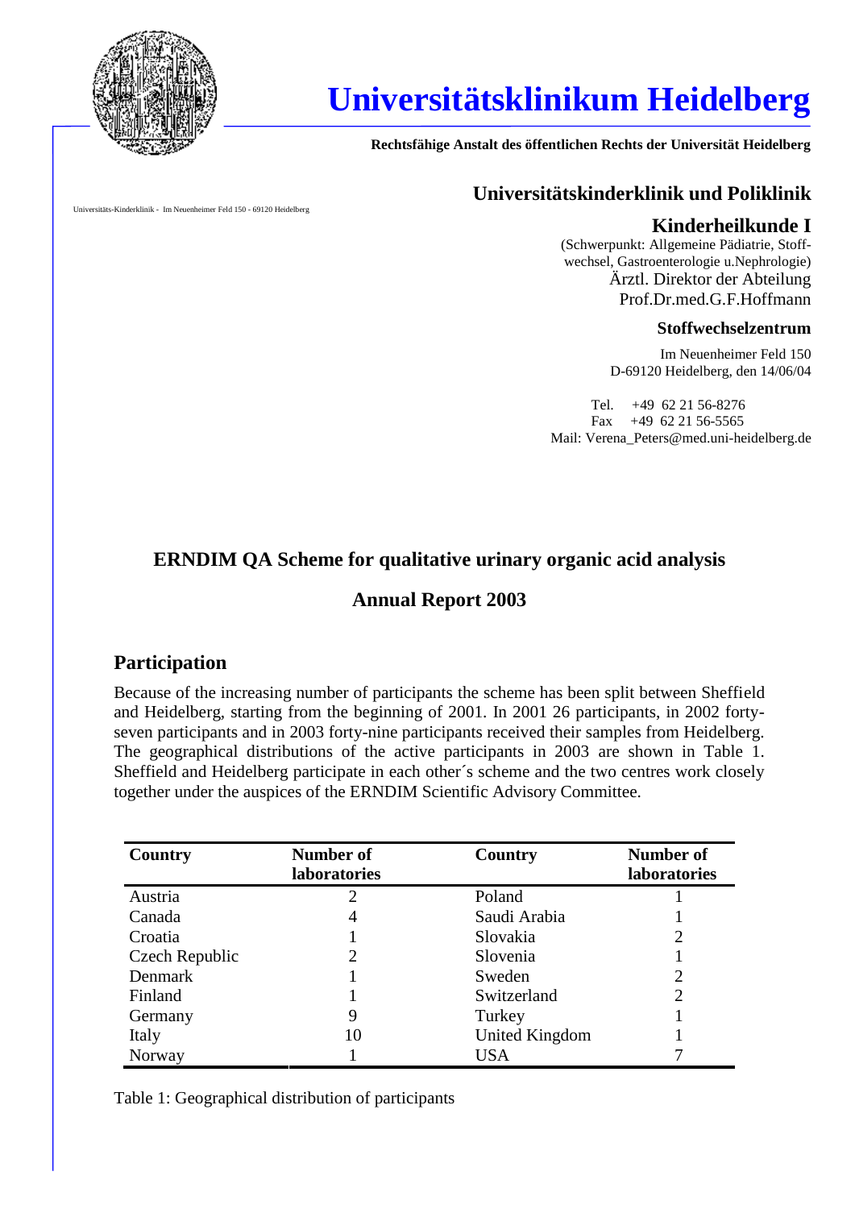# Universitätsklinikum Heidelberg

**Rechtsfähige Anstalt des öffentlichen Rechts der Universität Heidelberg**

Universitäts-Kinderklinik - Im Neuenheimer Feld 150 - 69120 Heidelberg

**Universitätskinderklinik und Poliklinik**

**Kinderheilkunde I**
(Schwerpunkt: Allgemeine Pädiatrie, Stoffwechsel, Gastroenterologie u.Nephrologie)
Ärztl. Direktor der Abteilung
Prof.Dr.med.G.F.Hoffmann

**Stoffwechselzentrum**

Im Neuenheimer Feld 150
D-69120 Heidelberg, den 14/06/04

Tel. +49 62 21 56-8276
Fax +49 62 21 56-5565
Mail: Verena_Peters@med.uni-heidelberg.de

## ERNDIM QA Scheme for qualitative urinary organic acid analysis

## Annual Report 2003

### Participation

Because of the increasing number of participants the scheme has been split between Sheffield and Heidelberg, starting from the beginning of 2001. In 2001 26 participants, in 2002 forty-seven participants and in 2003 forty-nine participants received their samples from Heidelberg. The geographical distributions of the active participants in 2003 are shown in Table 1. Sheffield and Heidelberg participate in each other´s scheme and the two centres work closely together under the auspices of the ERNDIM Scientific Advisory Committee.

| Country | Number of laboratories | Country | Number of laboratories |
|---|---|---|---|
| Austria | 2 | Poland | 1 |
| Canada | 4 | Saudi Arabia | 1 |
| Croatia | 1 | Slovakia | 2 |
| Czech Republic | 2 | Slovenia | 1 |
| Denmark | 1 | Sweden | 2 |
| Finland | 1 | Switzerland | 2 |
| Germany | 9 | Turkey | 1 |
| Italy | 10 | United Kingdom | 1 |
| Norway | 1 | USA | 7 |

Table 1: Geographical distribution of participants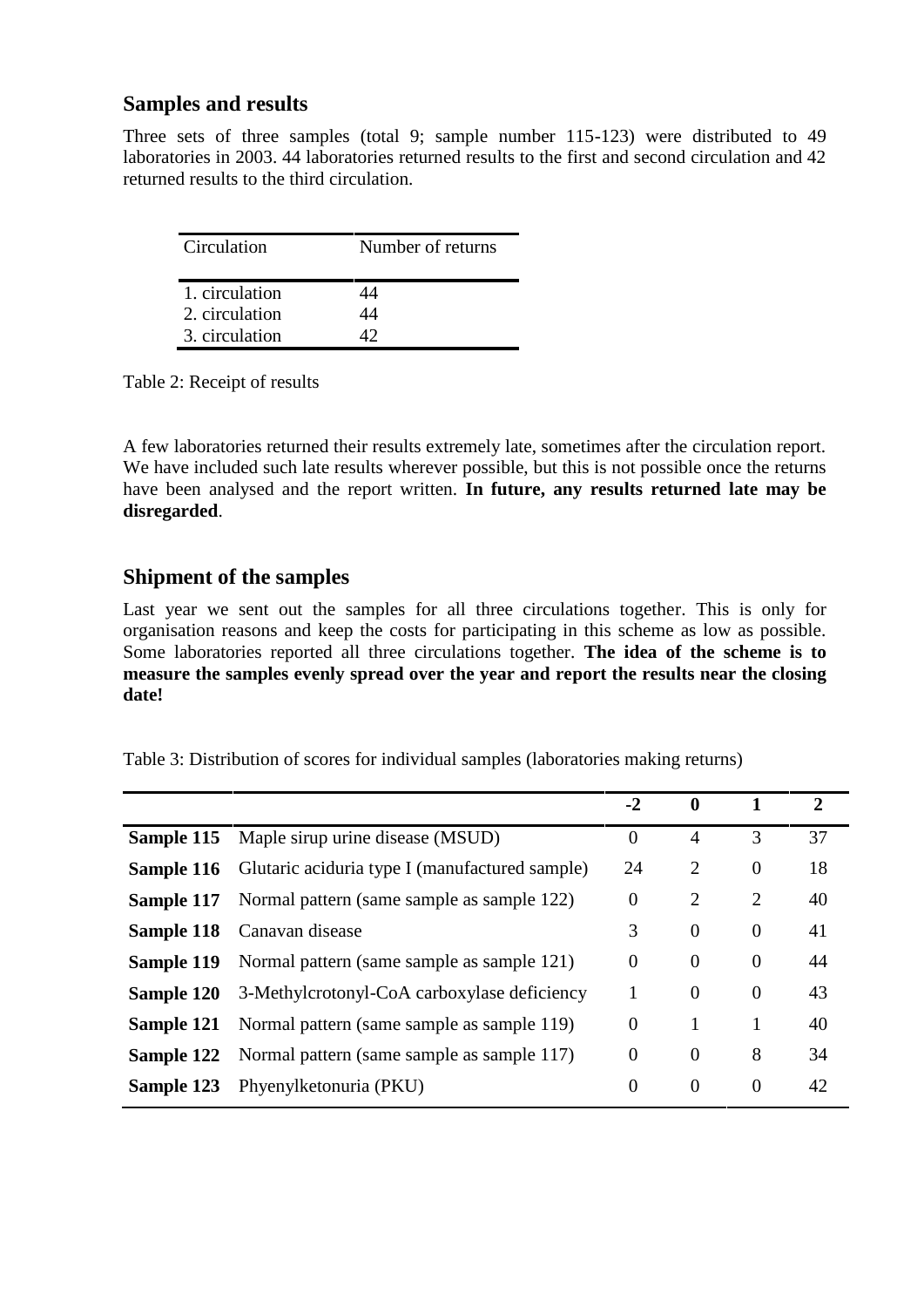## Samples and results

Three sets of three samples (total 9; sample number 115-123) were distributed to 49 laboratories in 2003. 44 laboratories returned results to the first and second circulation and 42 returned results to the third circulation.

| Circulation | Number of returns |
|---|---|
| 1. circulation | 44 |
| 2. circulation | 44 |
| 3. circulation | 42 |

Table 2: Receipt of results

A few laboratories returned their results extremely late, sometimes after the circulation report. We have included such late results wherever possible, but this is not possible once the returns have been analysed and the report written. **In future, any results returned late may be disregarded**.

## Shipment of the samples

Last year we sent out the samples for all three circulations together. This is only for organisation reasons and keep the costs for participating in this scheme as low as possible. Some laboratories reported all three circulations together. **The idea of the scheme is to measure the samples evenly spread over the year and report the results near the closing date!**

Table 3: Distribution of scores for individual samples (laboratories making returns)

| | | -2 | 0 | 1 | 2 |
|---|---|---|---|---|---|
| **Sample 115** | Maple sirup urine disease (MSUD) | 0 | 4 | 3 | 37 |
| **Sample 116** | Glutaric aciduria type I (manufactured sample) | 24 | 2 | 0 | 18 |
| **Sample 117** | Normal pattern (same sample as sample 122) | 0 | 2 | 2 | 40 |
| **Sample 118** | Canavan disease | 3 | 0 | 0 | 41 |
| **Sample 119** | Normal pattern (same sample as sample 121) | 0 | 0 | 0 | 44 |
| **Sample 120** | 3-Methylcrotonyl-CoA carboxylase deficiency | 1 | 0 | 0 | 43 |
| **Sample 121** | Normal pattern (same sample as sample 119) | 0 | 1 | 1 | 40 |
| **Sample 122** | Normal pattern (same sample as sample 117) | 0 | 0 | 8 | 34 |
| **Sample 123** | Phyenylketonuria (PKU) | 0 | 0 | 0 | 42 |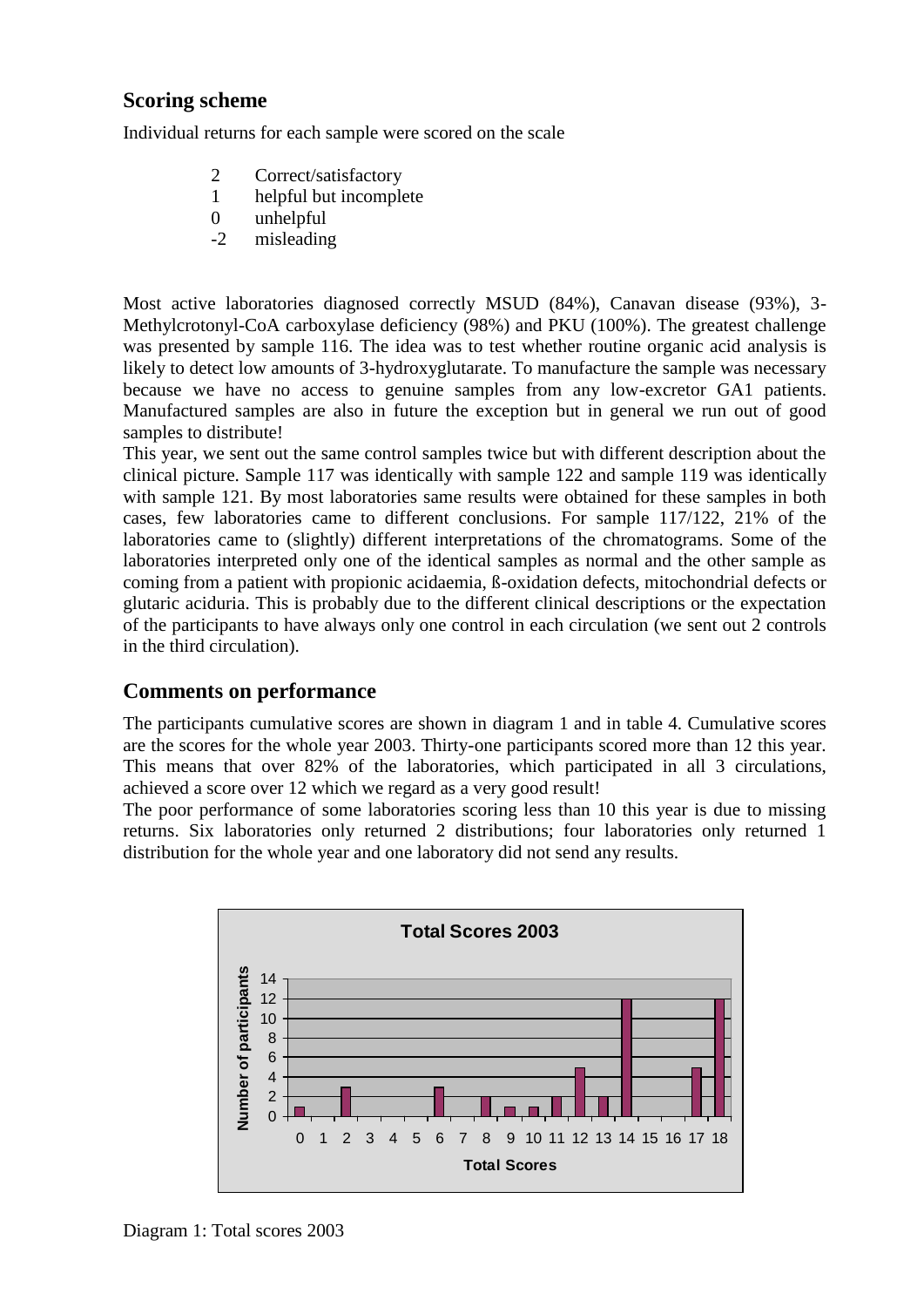## Scoring scheme

Individual returns for each sample were scored on the scale

| | |
|---|---|
| 2 | Correct/satisfactory |
| 1 | helpful but incomplete |
| 0 | unhelpful |
| -2 | misleading |

Most active laboratories diagnosed correctly MSUD (84%), Canavan disease (93%), 3-Methylcrotonyl-CoA carboxylase deficiency (98%) and PKU (100%). The greatest challenge was presented by sample 116. The idea was to test whether routine organic acid analysis is likely to detect low amounts of 3-hydroxyglutarate. To manufacture the sample was necessary because we have no access to genuine samples from any low-excretor GA1 patients. Manufactured samples are also in future the exception but in general we run out of good samples to distribute!

This year, we sent out the same control samples twice but with different description about the clinical picture. Sample 117 was identically with sample 122 and sample 119 was identically with sample 121. By most laboratories same results were obtained for these samples in both cases, few laboratories came to different conclusions. For sample 117/122, 21% of the laboratories came to (slightly) different interpretations of the chromatograms. Some of the laboratories interpreted only one of the identical samples as normal and the other sample as coming from a patient with propionic acidaemia, ß-oxidation defects, mitochondrial defects or glutaric aciduria. This is probably due to the different clinical descriptions or the expectation of the participants to have always only one control in each circulation (we sent out 2 controls in the third circulation).

## Comments on performance

The participants cumulative scores are shown in diagram 1 and in table 4. Cumulative scores are the scores for the whole year 2003. Thirty-one participants scored more than 12 this year. This means that over 82% of the laboratories, which participated in all 3 circulations, achieved a score over 12 which we regard as a very good result!

The poor performance of some laboratories scoring less than 10 this year is due to missing returns. Six laboratories only returned 2 distributions; four laboratories only returned 1 distribution for the whole year and one laboratory did not send any results.

**Total Scores 2003**

| Total Scores | 0 | 1 | 2 | 3 | 4 | 5 | 6 | 7 | 8 | 9 | 10 | 11 | 12 | 13 | 14 | 15 | 16 | 17 | 18 |
|---|---|---|---|---|---|---|---|---|---|---|---|---|---|---|---|---|---|---|---|
| Number of participants | 1 | 0 | 3 | 0 | 0 | 0 | 3 | 0 | 2 | 1 | 1 | 2 | 5 | 2 | 12 | 0 | 0 | 5 | 12 |

Diagram 1: Total scores 2003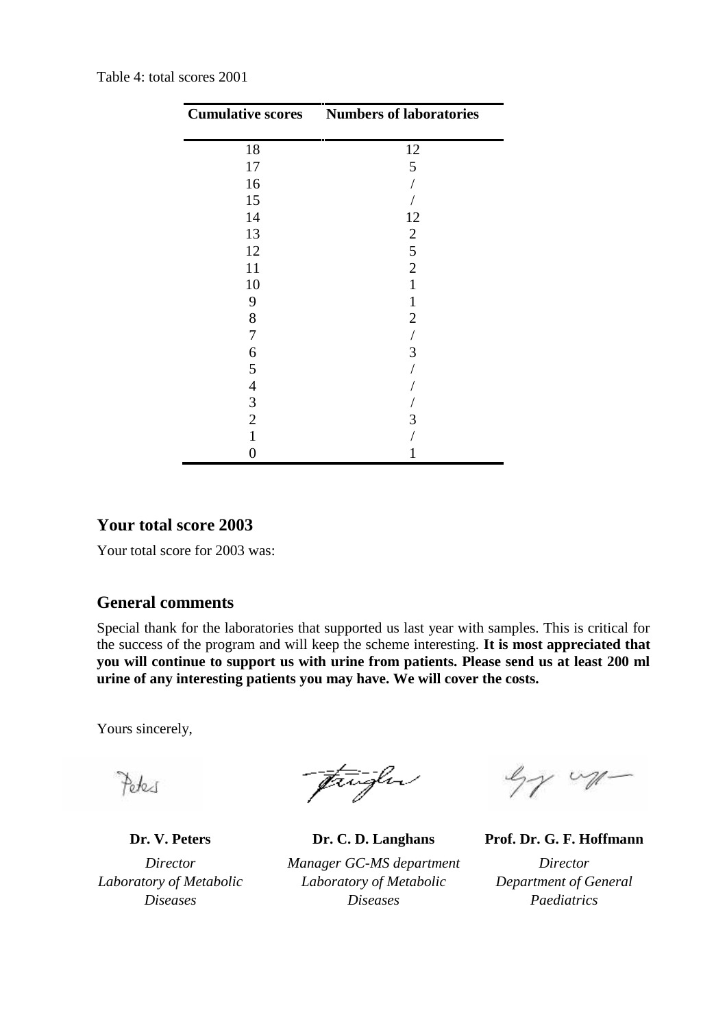Table 4: total scores 2001

| Cumulative scores | Numbers of laboratories |
|---|---|
| 18 | 12 |
| 17 | 5 |
| 16 | / |
| 15 | / |
| 14 | 12 |
| 13 | 2 |
| 12 | 5 |
| 11 | 2 |
| 10 | 1 |
| 9 | 1 |
| 8 | 2 |
| 7 | / |
| 6 | 3 |
| 5 | / |
| 4 | / |
| 3 | / |
| 2 | 3 |
| 1 | / |
| 0 | 1 |

## Your total score 2003

Your total score for 2003 was:

## General comments

Special thank for the laboratories that supported us last year with samples. This is critical for the success of the program and will keep the scheme interesting. **It is most appreciated that you will continue to support us with urine from patients. Please send us at least 200 ml urine of any interesting patients you may have. We will cover the costs.**

Yours sincerely,

**Dr. V. Peters**
*Director*
*Laboratory of Metabolic Diseases*

**Dr. C. D. Langhans**
*Manager GC-MS department*
*Laboratory of Metabolic Diseases*

**Prof. Dr. G. F. Hoffmann**
*Director*
*Department of General Paediatrics*